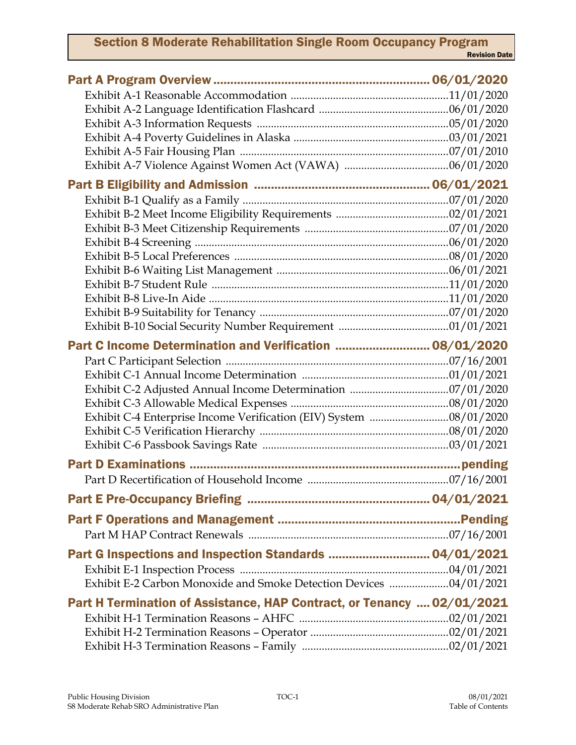# Section 8 Moderate Rehabilitation Single Room Occupancy Program

Revision Date

| | |
|---|---|
| **Part A Program Overview** | **06/01/2020** |
| Exhibit A-1 Reasonable Accommodation | 11/01/2020 |
| Exhibit A-2 Language Identification Flashcard | 06/01/2020 |
| Exhibit A-3 Information Requests | 05/01/2020 |
| Exhibit A-4 Poverty Guidelines in Alaska | 03/01/2021 |
| Exhibit A-5 Fair Housing Plan | 07/01/2010 |
| Exhibit A-7 Violence Against Women Act (VAWA) | 06/01/2020 |
| **Part B Eligibility and Admission** | **06/01/2021** |
| Exhibit B-1 Qualify as a Family | 07/01/2020 |
| Exhibit B-2 Meet Income Eligibility Requirements | 02/01/2021 |
| Exhibit B-3 Meet Citizenship Requirements | 07/01/2020 |
| Exhibit B-4 Screening | 06/01/2020 |
| Exhibit B-5 Local Preferences | 08/01/2020 |
| Exhibit B-6 Waiting List Management | 06/01/2021 |
| Exhibit B-7 Student Rule | 11/01/2020 |
| Exhibit B-8 Live-In Aide | 11/01/2020 |
| Exhibit B-9 Suitability for Tenancy | 07/01/2020 |
| Exhibit B-10 Social Security Number Requirement | 01/01/2021 |
| **Part C Income Determination and Verification** | **08/01/2020** |
| Part C Participant Selection | 07/16/2001 |
| Exhibit C-1 Annual Income Determination | 01/01/2021 |
| Exhibit C-2 Adjusted Annual Income Determination | 07/01/2020 |
| Exhibit C-3 Allowable Medical Expenses | 08/01/2020 |
| Exhibit C-4 Enterprise Income Verification (EIV) System | 08/01/2020 |
| Exhibit C-5 Verification Hierarchy | 08/01/2020 |
| Exhibit C-6 Passbook Savings Rate | 03/01/2021 |
| **Part D Examinations** | **pending** |
| Part D Recertification of Household Income | 07/16/2001 |
| **Part E Pre-Occupancy Briefing** | **04/01/2021** |
| **Part F Operations and Management** | **Pending** |
| Part M HAP Contract Renewals | 07/16/2001 |
| **Part G Inspections and Inspection Standards** | **04/01/2021** |
| Exhibit E-1 Inspection Process | 04/01/2021 |
| Exhibit E-2 Carbon Monoxide and Smoke Detection Devices | 04/01/2021 |
| **Part H Termination of Assistance, HAP Contract, or Tenancy** | **02/01/2021** |
| Exhibit H-1 Termination Reasons – AHFC | 02/01/2021 |
| Exhibit H-2 Termination Reasons – Operator | 02/01/2021 |
| Exhibit H-3 Termination Reasons – Family | 02/01/2021 |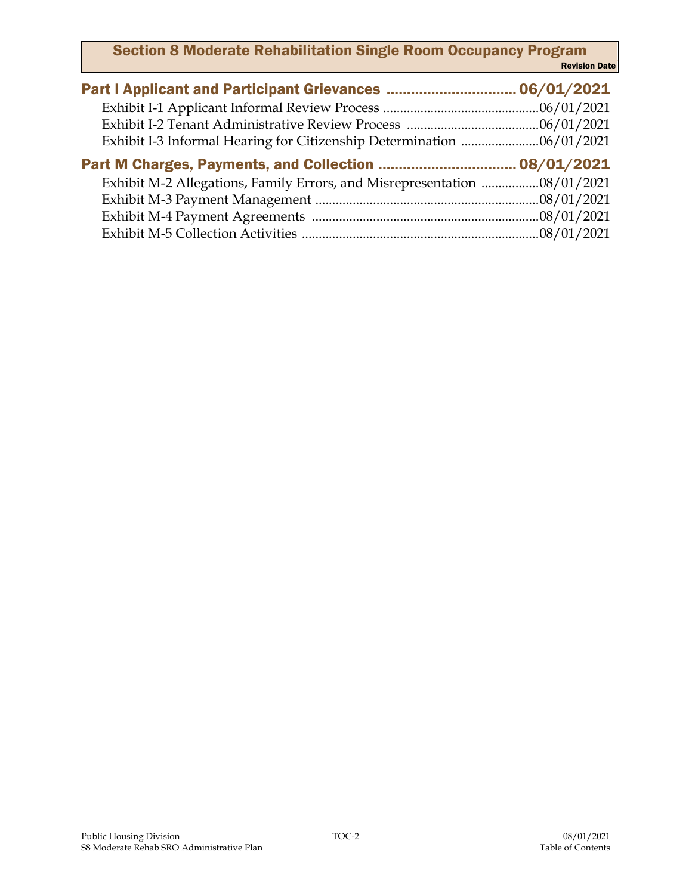## Section 8 Moderate Rehabilitation Single Room Occupancy Program

Revision Date

### Part I Applicant and Participant Grievances ................................ 06/01/2021

Exhibit I-1 Applicant Informal Review Process ..............................................06/01/2021

Exhibit I-2 Tenant Administrative Review Process .......................................06/01/2021

Exhibit I-3 Informal Hearing for Citizenship Determination .......................06/01/2021

### Part M Charges, Payments, and Collection .................................. 08/01/2021

Exhibit M-2 Allegations, Family Errors, and Misrepresentation .................08/01/2021

Exhibit M-3 Payment Management ..................................................................08/01/2021

Exhibit M-4 Payment Agreements ...................................................................08/01/2021

Exhibit M-5 Collection Activities ......................................................................08/01/2021